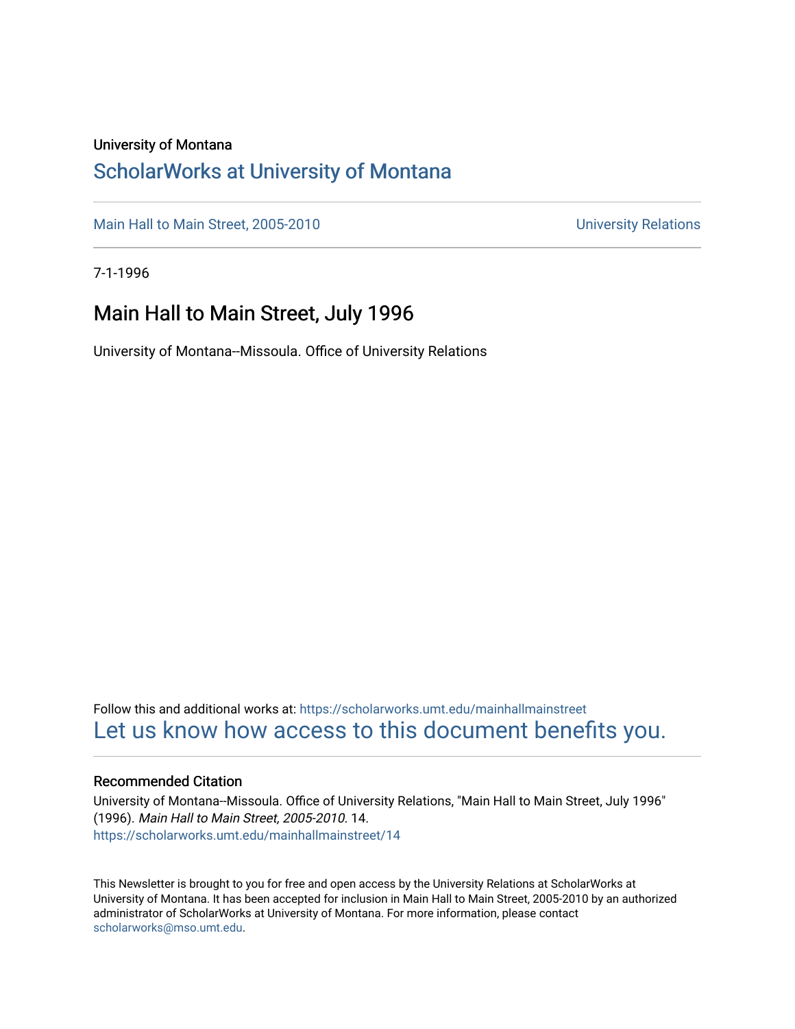University of Montana

# ScholarWorks at University of Montana

Main Hall to Main Street, 2005-2010 | University Relations

7-1-1996

## Main Hall to Main Street, July 1996

University of Montana--Missoula. Office of University Relations

Follow this and additional works at: https://scholarworks.umt.edu/mainhallmainstreet

Let us know how access to this document benefits you.

### Recommended Citation

University of Montana--Missoula. Office of University Relations, "Main Hall to Main Street, July 1996" (1996). *Main Hall to Main Street, 2005-2010*. 14.
https://scholarworks.umt.edu/mainhallmainstreet/14

This Newsletter is brought to you for free and open access by the University Relations at ScholarWorks at University of Montana. It has been accepted for inclusion in Main Hall to Main Street, 2005-2010 by an authorized administrator of ScholarWorks at University of Montana. For more information, please contact scholarworks@mso.umt.edu.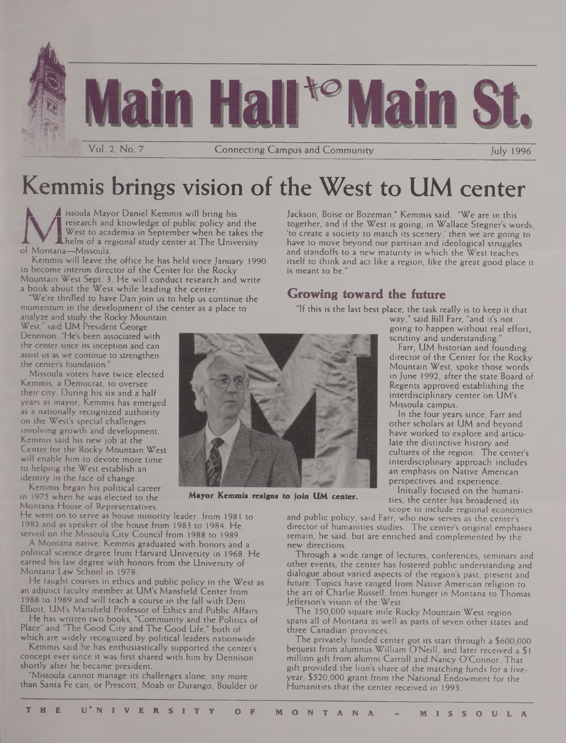# Main Hall to Main St.

Vol. 2, No. 7 — Connecting Campus and Community — July 1996

# Kemmis brings vision of the West to UM center

Missoula Mayor Daniel Kemmis will bring his research and knowledge of public policy and the West to academia in September when he takes the helm of a regional study center at The University of Montana—Missoula.

Kemmis will leave the office he has held since January 1990 to become interim director of the Center for the Rocky Mountain West Sept. 3. He will conduct research and write a book about the West while leading the center.

"We're thrilled to have Dan join us to help us continue the momentum in the development of the center as a place to analyze and study the Rocky Mountain West," said UM President George Dennison. "He's been associated with the center since its inception and can assist us as we continue to strengthen the center's foundation."

Missoula voters have twice elected Kemmis, a Democrat, to oversee their city. During his six and a half years as mayor, Kemmis has emerged as a nationally recognized authority on the West's special challenges involving growth and development. Kemmis said his new job at the Center for the Rocky Mountain West will enable him to devote more time to helping the West establish an identity in the face of change.

**Mayor Kemmis resigns to join UM center.**

Kemmis began his political career in 1975 when he was elected to the Montana House of Representatives. He went on to serve as house minority leader from 1981 to 1982 and as speaker of the house from 1983 to 1984. He served on the Missoula City Council from 1988 to 1989.

A Montana native, Kemmis graduated with honors and a political science degree from Harvard University in 1968. He earned his law degree with honors from the University of Montana Law School in 1978.

He taught courses in ethics and public policy in the West as an adjunct faculty member at UM's Mansfield Center from 1988 to 1989 and will teach a course in the fall with Deni Elliott, UM's Mansfield Professor of Ethics and Public Affairs.

He has written two books, "Community and the Politics of Place" and "The Good City and The Good Life," both of which are widely recognized by political leaders nationwide.

Kemmis said he has enthusiastically supported the center's concept ever since it was first shared with him by Dennison shortly after he became president.

"Missoula cannot manage its challenges alone, any more than Santa Fe can, or Prescott, Moab or Durango, Boulder or Jackson, Boise or Bozeman," Kemmis said. "We are in this together, and if the West is going, in Wallace Stegner's words, 'to create a society to match its scenery,' then we are going to have to move beyond our partisan and ideological struggles and standoffs to a new maturity in which the West teaches itself to think and act like a region, like the great good place it is meant to be."

## Growing toward the future

"If this is the last best place, the task really is to keep it that way," said Bill Farr, "and it's not going to happen without real effort, scrutiny and understanding."

Farr, UM historian and founding director of the Center for the Rocky Mountain West, spoke those words in June 1992, after the state Board of Regents approved establishing the interdisciplinary center on UM's Missoula campus.

In the four years since, Farr and other scholars at UM and beyond have worked to explore and articulate the distinctive history and cultures of the region. The center's interdisciplinary approach includes an emphasis on Native American perspectives and experience.

Initially focused on the humanities, the center has broadened its scope to include regional economics and public policy, said Farr, who now serves as the center's director of humanities studies. The center's original emphases remain, he said, but are enriched and complemented by the new directions.

Through a wide range of lectures, conferences, seminars and other events, the center has fostered public understanding and dialogue about varied aspects of the region's past, present and future. Topics have ranged from Native American religion to the art of Charlie Russell, from hunger in Montana to Thomas Jefferson's vision of the West.

The 350,000 square mile Rocky Mountain West region spans all of Montana as well as parts of seven other states and three Canadian provinces.

The privately funded center got its start through a $600,000 bequest from alumnus William O'Neill, and later received a $1 million gift from alumni Carroll and Nancy O'Connor. That gift provided the lion's share of the matching funds for a five-year, $520,000 grant from the National Endowment for the Humanities that the center received in 1993.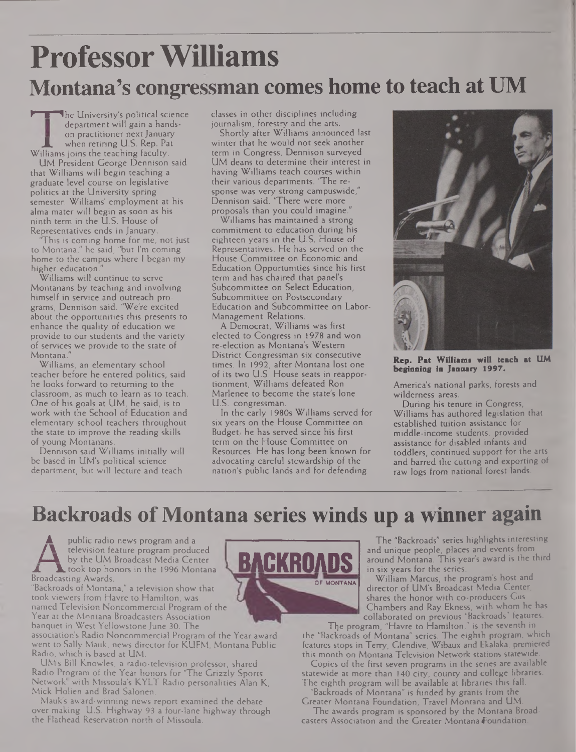# Professor Williams

## Montana's congressman comes home to teach at UM

The University's political science department will gain a hands-on practitioner next January when retiring U.S. Rep. Pat Williams joins the teaching faculty.

UM President George Dennison said that Williams will begin teaching a graduate level course on legislative politics at the University spring semester. Williams' employment at his alma mater will begin as soon as his ninth term in the U.S. House of Representatives ends in January.

"This is coming home for me, not just to Montana," he said, "but I'm coming home to the campus where I began my higher education."

Williams will continue to serve Montanans by teaching and involving himself in service and outreach programs, Dennison said. "We're excited about the opportunities this presents to enhance the quality of education we provide to our students and the variety of services we provide to the state of Montana."

Williams, an elementary school teacher before he entered politics, said he looks forward to returning to the classroom, as much to learn as to teach. One of his goals at UM, he said, is to work with the School of Education and elementary school teachers throughout the state to improve the reading skills of young Montanans.

Dennison said Williams initially will be based in UM's political science department, but will lecture and teach classes in other disciplines including journalism, forestry and the arts.

Shortly after Williams announced last winter that he would not seek another term in Congress, Dennison surveyed UM deans to determine their interest in having Williams teach courses within their various departments. "The response was very strong campuswide," Dennison said. "There were more proposals than you could imagine."

Williams has maintained a strong commitment to education during his eighteen years in the U.S. House of Representatives. He has served on the House Committee on Economic and Education Opportunities since his first term and has chaired that panel's Subcommittee on Select Education, Subcommittee on Postsecondary Education and Subcommittee on Labor-Management Relations.

A Democrat, Williams was first elected to Congress in 1978 and won re-election as Montana's Western District Congressman six consecutive times. In 1992, after Montana lost one of its two U.S. House seats in reapportionment, Williams defeated Ron Marlenee to become the state's lone U.S. congressman.

In the early 1980s Williams served for six years on the House Committee on Budget; he has served since his first term on the House Committee on Resources. He has long been known for advocating careful stewardship of the nation's public lands and for defending America's national parks, forests and wilderness areas.

**Rep. Pat Williams will teach at UM beginning in January 1997.**

During his tenure in Congress, Williams has authored legislation that established tuition assistance for middle-income students, provided assistance for disabled infants and toddlers, continued support for the arts and barred the cutting and exporting of raw logs from national forest lands.

# Backroads of Montana series winds up a winner again

A public radio news program and a television feature program produced by the UM Broadcast Media Center took top honors in the 1996 Montana Broadcasting Awards.

"Backroads of Montana," a television show that took viewers from Havre to Hamilton, was named Television Noncommercial Program of the Year at the Montana Broadcasters Association banquet in West Yellowstone June 30. The association's Radio Noncommercial Program of the Year award went to Sally Mauk, news director for KUFM, Montana Public Radio, which is based at UM.

UM's Bill Knowles, a radio-television professor, shared Radio Program of the Year honors for "The Grizzly Sports Network" with Missoula's KYLT Radio personalities Alan K, Mick Holien and Brad Salonen.

Mauk's award-winning news report examined the debate over making U.S. Highway 93 a four-lane highway through the Flathead Reservation north of Missoula.

BACKROADS OF MONTANA

The "Backroads" series highlights interesting and unique people, places and events from around Montana. This year's award is the third in six years for the series.

William Marcus, the program's host and director of UM's Broadcast Media Center, shares the honor with co-producers Gus Chambers and Ray Ekness, with whom he has collaborated on previous "Backroads" features.

The program, "Havre to Hamilton," is the seventh in the "Backroads of Montana" series. The eighth program, which features stops in Terry, Glendive, Wibaux and Ekalaka, premiered this month on Montana Television Network stations statewide.

Copies of the first seven programs in the series are available statewide at more than 140 city, county and college libraries. The eighth program will be available at libraries this fall.

"Backroads of Montana" is funded by grants from the Greater Montana Foundation, Travel Montana and UM.

The awards program is sponsored by the Montana Broadcasters Association and the Greater Montana Foundation.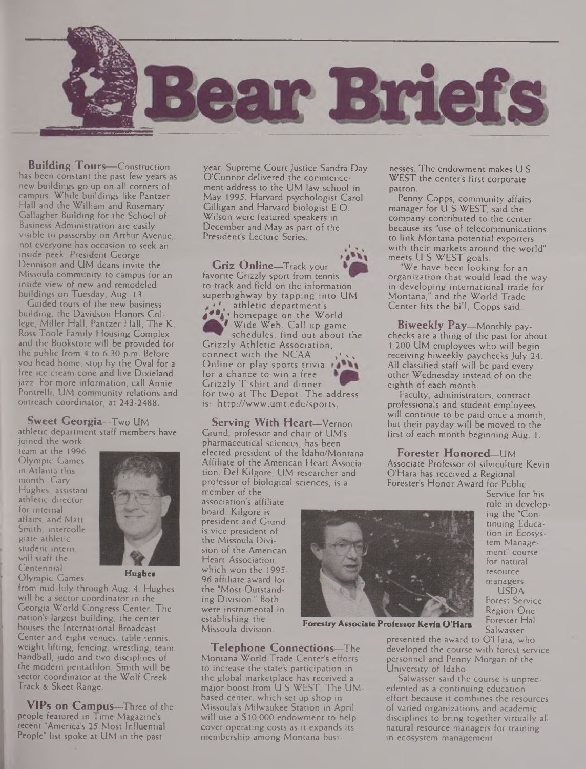# Bear Briefs

**Building Tours**—Construction has been constant the past few years as new buildings go up on all corners of campus. While buildings like Pantzer Hall and the William and Rosemary Gallagher Building for the School of Business Administration are easily visible to passersby on Arthur Avenue, not everyone has occasion to seek an inside peek. President George Dennison and UM deans invite the Missoula community to campus for an inside view of new and remodeled buildings on Tuesday, Aug. 13.

Guided tours of the new business building, the Davidson Honors College, Miller Hall, Pantzer Hall, The K. Ross Toole Family Housing Complex and the Bookstore will be provided for the public from 4 to 6:30 p.m. Before you head home, stop by the Oval for a free ice cream cone and live Dixieland jazz. For more information, call Annie Pontrelli, UM community relations and outreach coordinator, at 243-2488.

**Sweet Georgia**—Two UM athletic department staff members have joined the work team at the 1996 Olympic Games in Atlanta this month. Gary Hughes, assistant athletic director for internal affairs, and Matt Smith, intercollegiate athletic student intern, will staff the Centennial Olympic Games from mid-July through Aug. 4. Hughes will be a sector coordinator in the Georgia World Congress Center. The nation's largest building, the center houses the International Broadcast Center and eight venues: table tennis, weight lifting, fencing, wrestling, team handball, judo and two disciplines of the modern pentathlon. Smith will be sector coordinator at the Wolf Creek Track & Skeet Range.

Hughes

**VIPs on Campus**—Three of the people featured in Time Magazine's recent "America's 25 Most Influential People" list spoke at UM in the past year. Supreme Court Justice Sandra Day O'Connor delivered the commencement address to the UM law school in May 1995. Harvard psychologist Carol Gilligan and Harvard biologist E.O. Wilson were featured speakers in December and May as part of the President's Lecture Series.

**Griz Online**—Track your favorite Grizzly sport from tennis to track and field on the information superhighway by tapping into UM athletic department's homepage on the World Wide Web. Call up game schedules, find out about the Grizzly Athletic Association, connect with the NCAA Online or play sports trivia for a chance to win a free Grizzly T-shirt and dinner for two at The Depot. The address is: http://www.umt.edu/sports.

**Serving With Heart**—Vernon Grund, professor and chair of UM's pharmaceutical sciences, has been elected president of the Idaho/Montana Affiliate of the American Heart Association. Del Kilgore, UM researcher and professor of biological sciences, is a member of the association's affiliate board. Kilgore is president and Grund is vice president of the Missoula Division of the American Heart Association, which won the 1995-96 affiliate award for the "Most Outstanding Division." Both were instrumental in establishing the Missoula division.

**Telephone Connections**—The Montana World Trade Center's efforts to increase the state's participation in the global marketplace has received a major boost from U S WEST. The UM-based center, which set up shop in Missoula's Milwaukee Station in April, will use a $10,000 endowment to help cover operating costs as it expands its membership among Montana businesses. The endowment makes U S WEST the center's first corporate patron.

Penny Copps, community affairs manager for U S WEST, said the company contributed to the center because its "use of telecommunications to link Montana potential exporters with their markets around the world" meets U S WEST goals.

"We have been looking for an organization that would lead the way in developing international trade for Montana," and the World Trade Center fits the bill, Copps said.

**Biweekly Pay**—Monthly paychecks are a thing of the past for about 1,200 UM employees who will begin receiving biweekly paychecks July 24. All classified staff will be paid every other Wednesday instead of on the eighth of each month.

Faculty, administrators, contract professionals and student employees will continue to be paid once a month, but their payday will be moved to the first of each month beginning Aug. 1.

**Forester Honored**—UM Associate Professor of silviculture Kevin O'Hara has received a Regional Forester's Honor Award for Public Service for his role in developing the "Continuing Education in Ecosystem Management" course for natural resource managers.

USDA Forest Service Region One Forester Hal Salwasser presented the award to O'Hara, who developed the course with forest service personnel and Penny Morgan of the University of Idaho.

Forestry Associate Professor Kevin O'Hara

Salwasser said the course is unprecedented as a continuing education effort because it combines the resources of varied organizations and academic disciplines to bring together virtually all natural resource managers for training in ecosystem management.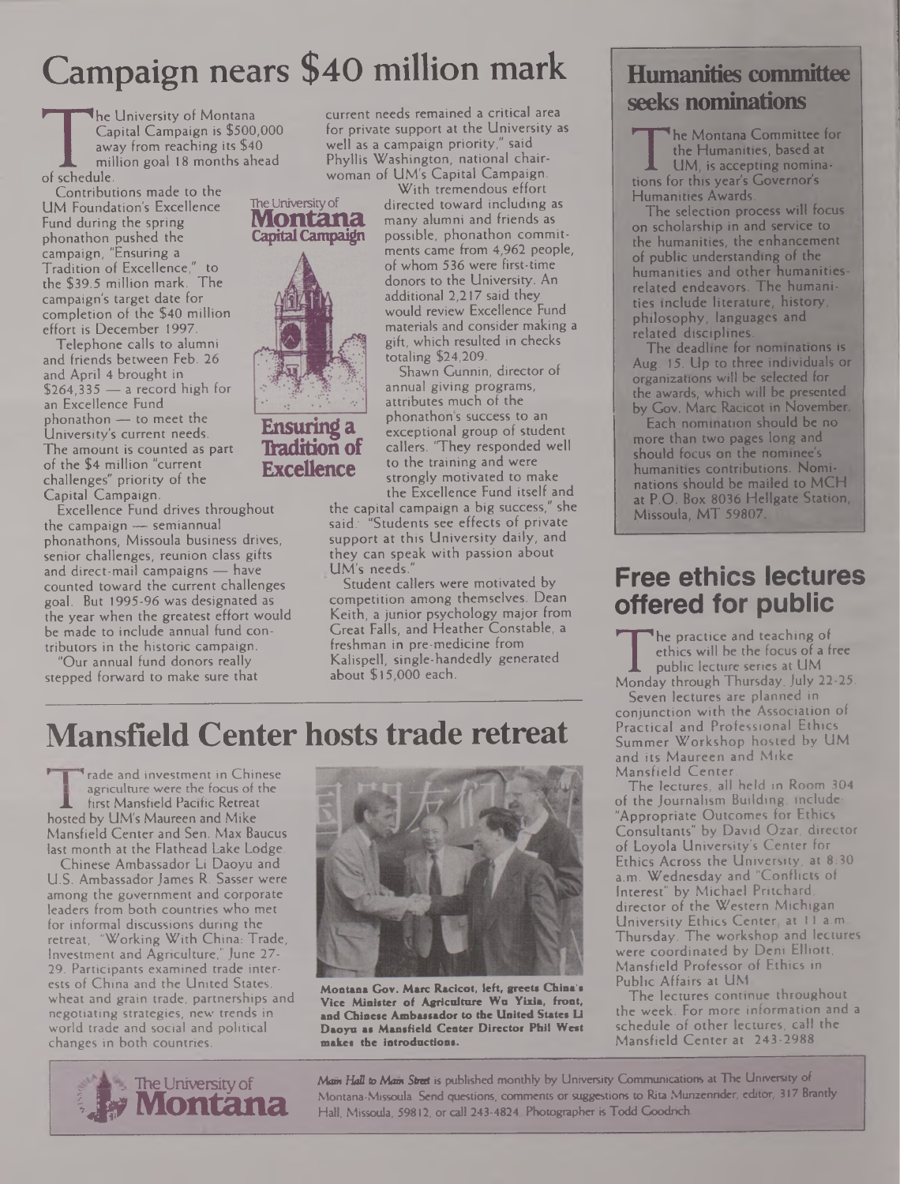# Campaign nears $40 million mark

The University of Montana Capital Campaign is $500,000 away from reaching its $40 million goal 18 months ahead of schedule.

Contributions made to the UM Foundation's Excellence Fund during the spring phonathon pushed the campaign, "Ensuring a Tradition of Excellence," to the $39.5 million mark. The campaign's target date for completion of the $40 million effort is December 1997.

Telephone calls to alumni and friends between Feb. 26 and April 4 brought in $264,335 — a record high for an Excellence Fund phonathon — to meet the University's current needs. The amount is counted as part of the $4 million "current challenges" priority of the Capital Campaign.

Excellence Fund drives throughout the campaign — semiannual phonathons, Missoula business drives, senior challenges, reunion class gifts and direct-mail campaigns — have counted toward the current challenges goal. But 1995-96 was designated as the year when the greatest effort would be made to include annual fund contributors in the historic campaign.

"Our annual fund donors really stepped forward to make sure that current needs remained a critical area for private support at the University as well as a campaign priority," said Phyllis Washington, national chairwoman of UM's Capital Campaign.

The University of Montana Capital Campaign

Ensuring a Tradition of Excellence

With tremendous effort directed toward including as many alumni and friends as possible, phonathon commitments came from 4,962 people, of whom 536 were first-time donors to the University. An additional 2,217 said they would review Excellence Fund materials and consider making a gift, which resulted in checks totaling $24,209.

Shawn Gunnin, director of annual giving programs, attributes much of the phonathon's success to an exceptional group of student callers. "They responded well to the training and were strongly motivated to make the Excellence Fund itself and the capital campaign a big success," she said. "Students see effects of private support at this University daily, and they can speak with passion about UM's needs."

Student callers were motivated by competition among themselves. Dean Keith, a junior psychology major from Great Falls, and Heather Constable, a freshman in pre-medicine from Kalispell, single-handedly generated about $15,000 each.

# Mansfield Center hosts trade retreat

Trade and investment in Chinese agriculture were the focus of the first Mansfield Pacific Retreat hosted by UM's Maureen and Mike Mansfield Center and Sen. Max Baucus last month at the Flathead Lake Lodge.

Chinese Ambassador Li Daoyu and U.S. Ambassador James R. Sasser were among the government and corporate leaders from both countries who met for informal discussions during the retreat, "Working With China: Trade, Investment and Agriculture," June 27-29. Participants examined trade interests of China and the United States, wheat and grain trade, partnerships and negotiating strategies, new trends in world trade and social and political changes in both countries.

**Montana Gov. Marc Racicot, left, greets China's Vice Minister of Agriculture Wu Yixia, front, and Chinese Ambassador to the United States Li Daoyu as Mansfield Center Director Phil West makes the introductions.**

## Humanities committee seeks nominations

The Montana Committee for the Humanities, based at UM, is accepting nominations for this year's Governor's Humanities Awards.

The selection process will focus on scholarship in and service to the humanities, the enhancement of public understanding of the humanities and other humanities-related endeavors. The humanities include literature, history, philosophy, languages and related disciplines.

The deadline for nominations is Aug. 15. Up to three individuals or organizations will be selected for the awards, which will be presented by Gov. Marc Racicot in November.

Each nomination should be no more than two pages long and should focus on the nominee's humanities contributions. Nominations should be mailed to MCH at P.O. Box 8036 Hellgate Station, Missoula, MT 59807.

## Free ethics lectures offered for public

The practice and teaching of ethics will be the focus of a free public lecture series at UM Monday through Thursday, July 22-25.

Seven lectures are planned in conjunction with the Association of Practical and Professional Ethics Summer Workshop hosted by UM and its Maureen and Mike Mansfield Center.

The lectures, all held in Room 304 of the Journalism Building, include "Appropriate Outcomes for Ethics Consultants" by David Ozar, director of Loyola University's Center for Ethics Across the University, at 8:30 a.m. Wednesday and "Conflicts of Interest" by Michael Pritchard, director of the Western Michigan University Ethics Center, at 11 a.m. Thursday. The workshop and lectures were coordinated by Deni Elliott, Mansfield Professor of Ethics in Public Affairs at UM.

The lectures continue throughout the week. For more information and a schedule of other lectures, call the Mansfield Center at 243-2988.

The University of Montana

*Main Hall to Main Street* is published monthly by University Communications at The University of Montana-Missoula. Send questions, comments or suggestions to Rita Munzenrider, editor, 317 Brantly Hall, Missoula, 59812, or call 243-4824. Photographer is Todd Goodrich.